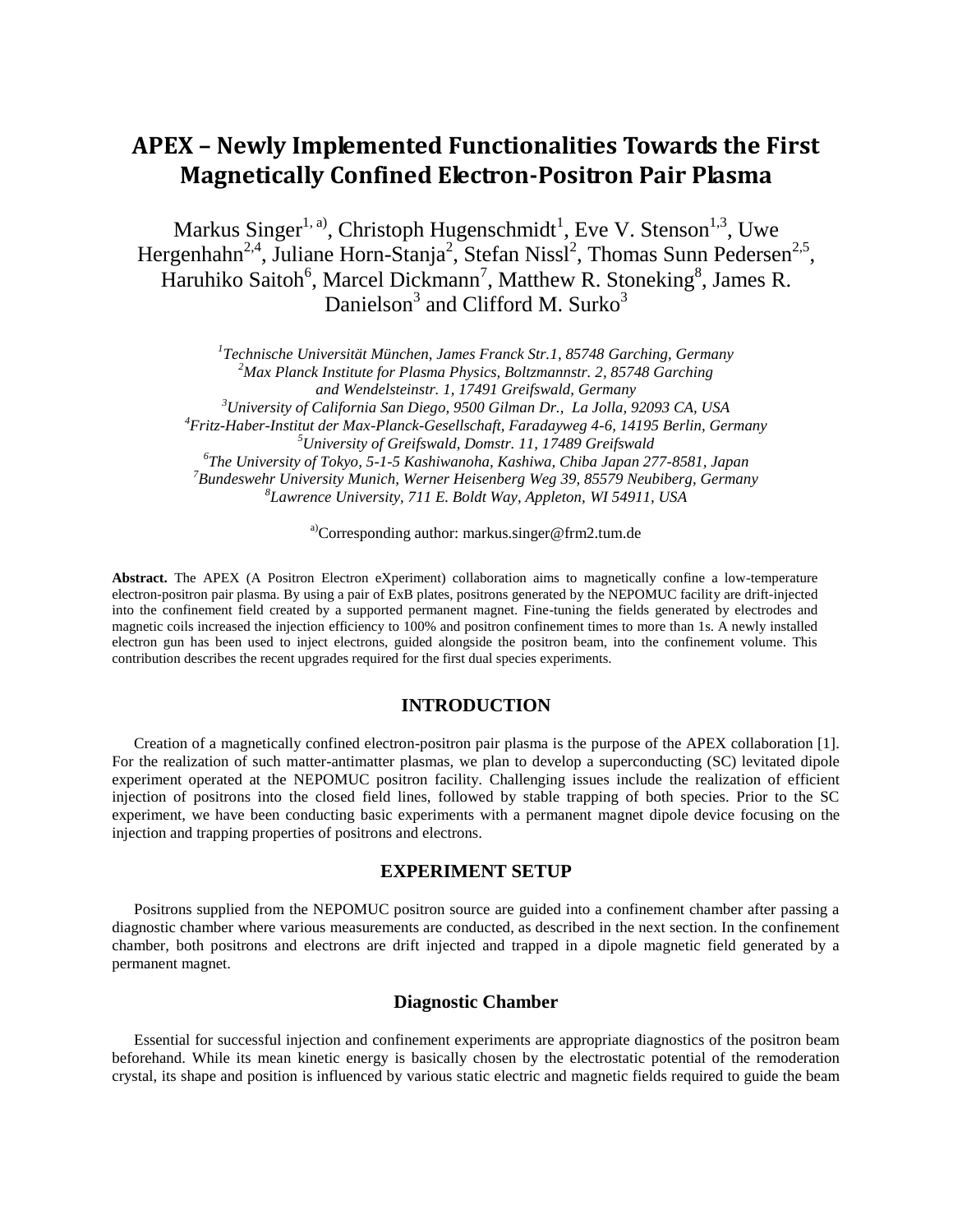# APEX – Newly Implemented Functionalities Towards the First Magnetically Confined Electron-Positron Pair Plasma

Markus Singer[1, a)], Christoph Hugenschmidt[1], Eve V. Stenson[1,3], Uwe Hergenhahn[2,4], Juliane Horn-Stanja[2], Stefan Nissl[2], Thomas Sunn Pedersen[2,5], Haruhiko Saitoh[6], Marcel Dickmann[7], Matthew R. Stoneking[8], James R. Danielson[3] and Clifford M. Surko[3]

*[1]Technische Universität München, James Franck Str.1, 85748 Garching, Germany*
*[2]Max Planck Institute for Plasma Physics, Boltzmannstr. 2, 85748 Garching and Wendelsteinstr. 1, 17491 Greifswald, Germany*
*[3]University of California San Diego, 9500 Gilman Dr., La Jolla, 92093 CA, USA*
*[4]Fritz-Haber-Institut der Max-Planck-Gesellschaft, Faradayweg 4-6, 14195 Berlin, Germany*
*[5]University of Greifswald, Domstr. 11, 17489 Greifswald*
*[6]The University of Tokyo, 5-1-5 Kashiwanoha, Kashiwa, Chiba Japan 277-8581, Japan*
*[7]Bundeswehr University Munich, Werner Heisenberg Weg 39, 85579 Neubiberg, Germany*
*[8]Lawrence University, 711 E. Boldt Way, Appleton, WI 54911, USA*

[a)]Corresponding author: markus.singer@frm2.tum.de

**Abstract.** The APEX (A Positron Electron eXperiment) collaboration aims to magnetically confine a low-temperature electron-positron pair plasma. By using a pair of ExB plates, positrons generated by the NEPOMUC facility are drift-injected into the confinement field created by a supported permanent magnet. Fine-tuning the fields generated by electrodes and magnetic coils increased the injection efficiency to 100% and positron confinement times to more than 1s. A newly installed electron gun has been used to inject electrons, guided alongside the positron beam, into the confinement volume. This contribution describes the recent upgrades required for the first dual species experiments.

## INTRODUCTION

Creation of a magnetically confined electron-positron pair plasma is the purpose of the APEX collaboration [1]. For the realization of such matter-antimatter plasmas, we plan to develop a superconducting (SC) levitated dipole experiment operated at the NEPOMUC positron facility. Challenging issues include the realization of efficient injection of positrons into the closed field lines, followed by stable trapping of both species. Prior to the SC experiment, we have been conducting basic experiments with a permanent magnet dipole device focusing on the injection and trapping properties of positrons and electrons.

## EXPERIMENT SETUP

Positrons supplied from the NEPOMUC positron source are guided into a confinement chamber after passing a diagnostic chamber where various measurements are conducted, as described in the next section. In the confinement chamber, both positrons and electrons are drift injected and trapped in a dipole magnetic field generated by a permanent magnet.

### Diagnostic Chamber

Essential for successful injection and confinement experiments are appropriate diagnostics of the positron beam beforehand. While its mean kinetic energy is basically chosen by the electrostatic potential of the remoderation crystal, its shape and position is influenced by various static electric and magnetic fields required to guide the beam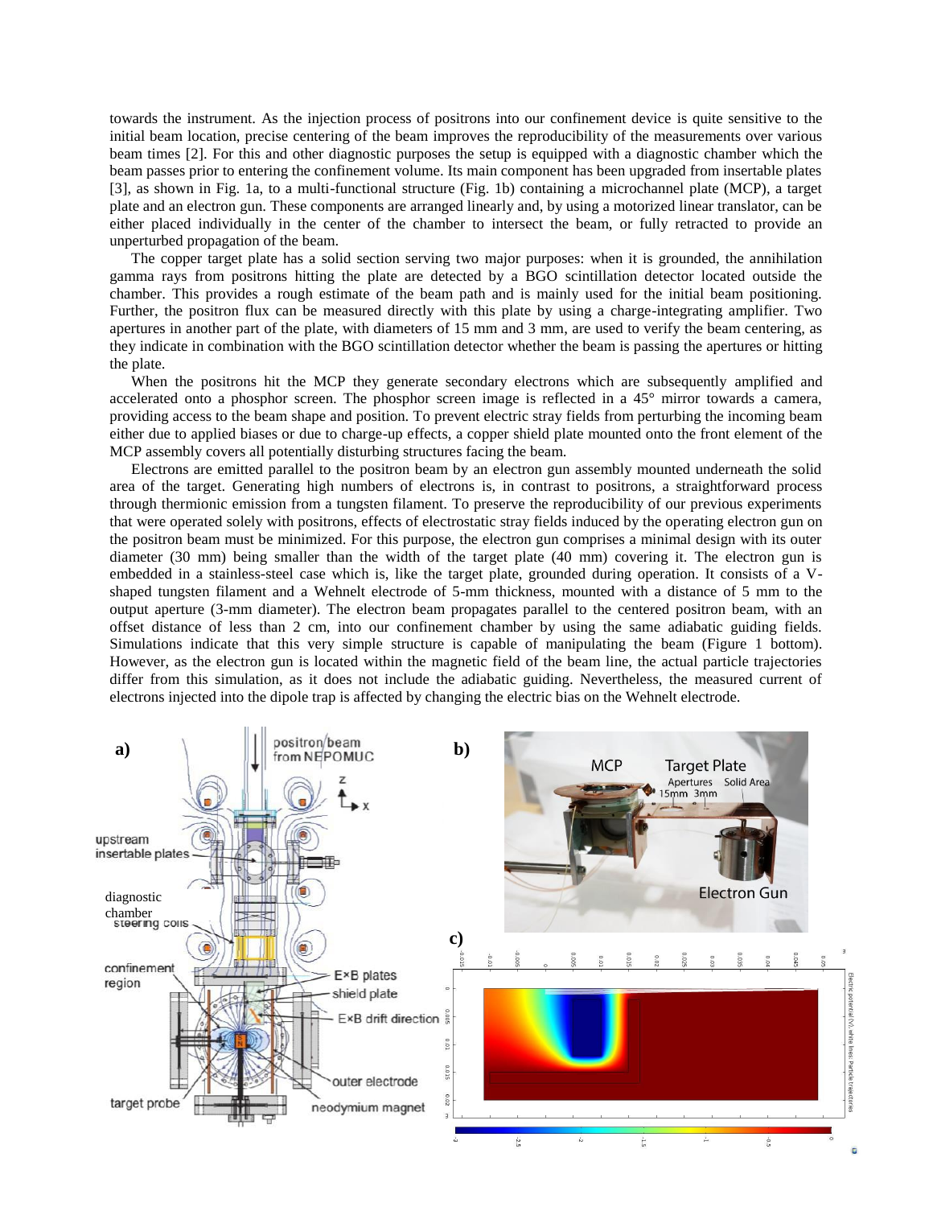towards the instrument. As the injection process of positrons into our confinement device is quite sensitive to the initial beam location, precise centering of the beam improves the reproducibility of the measurements over various beam times [2]. For this and other diagnostic purposes the setup is equipped with a diagnostic chamber which the beam passes prior to entering the confinement volume. Its main component has been upgraded from insertable plates [3], as shown in Fig. 1a, to a multi-functional structure (Fig. 1b) containing a microchannel plate (MCP), a target plate and an electron gun. These components are arranged linearly and, by using a motorized linear translator, can be either placed individually in the center of the chamber to intersect the beam, or fully retracted to provide an unperturbed propagation of the beam.

The copper target plate has a solid section serving two major purposes: when it is grounded, the annihilation gamma rays from positrons hitting the plate are detected by a BGO scintillation detector located outside the chamber. This provides a rough estimate of the beam path and is mainly used for the initial beam positioning. Further, the positron flux can be measured directly with this plate by using a charge-integrating amplifier. Two apertures in another part of the plate, with diameters of 15 mm and 3 mm, are used to verify the beam centering, as they indicate in combination with the BGO scintillation detector whether the beam is passing the apertures or hitting the plate.

When the positrons hit the MCP they generate secondary electrons which are subsequently amplified and accelerated onto a phosphor screen. The phosphor screen image is reflected in a 45° mirror towards a camera, providing access to the beam shape and position. To prevent electric stray fields from perturbing the incoming beam either due to applied biases or due to charge-up effects, a copper shield plate mounted onto the front element of the MCP assembly covers all potentially disturbing structures facing the beam.

Electrons are emitted parallel to the positron beam by an electron gun assembly mounted underneath the solid area of the target. Generating high numbers of electrons is, in contrast to positrons, a straightforward process through thermionic emission from a tungsten filament. To preserve the reproducibility of our previous experiments that were operated solely with positrons, effects of electrostatic stray fields induced by the operating electron gun on the positron beam must be minimized. For this purpose, the electron gun comprises a minimal design with its outer diameter (30 mm) being smaller than the width of the target plate (40 mm) covering it. The electron gun is embedded in a stainless-steel case which is, like the target plate, grounded during operation. It consists of a V-shaped tungsten filament and a Wehnelt electrode of 5-mm thickness, mounted with a distance of 5 mm to the output aperture (3-mm diameter). The electron beam propagates parallel to the centered positron beam, with an offset distance of less than 2 cm, into our confinement chamber by using the same adiabatic guiding fields. Simulations indicate that this very simple structure is capable of manipulating the beam (Figure 1 bottom). However, as the electron gun is located within the magnetic field of the beam line, the actual particle trajectories differ from this simulation, as it does not include the adiabatic guiding. Nevertheless, the measured current of electrons injected into the dipole trap is affected by changing the electric bias on the Wehnelt electrode.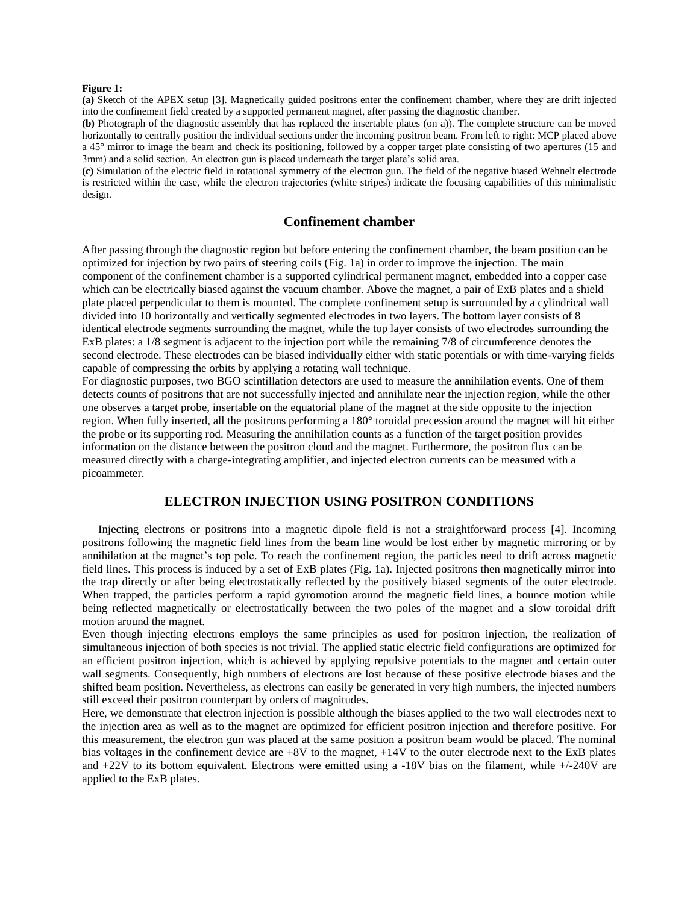**Figure 1:**

**(a)** Sketch of the APEX setup [3]. Magnetically guided positrons enter the confinement chamber, where they are drift injected into the confinement field created by a supported permanent magnet, after passing the diagnostic chamber.

**(b)** Photograph of the diagnostic assembly that has replaced the insertable plates (on a)). The complete structure can be moved horizontally to centrally position the individual sections under the incoming positron beam. From left to right: MCP placed above a 45° mirror to image the beam and check its positioning, followed by a copper target plate consisting of two apertures (15 and 3mm) and a solid section. An electron gun is placed underneath the target plate's solid area.

**(c)** Simulation of the electric field in rotational symmetry of the electron gun. The field of the negative biased Wehnelt electrode is restricted within the case, while the electron trajectories (white stripes) indicate the focusing capabilities of this minimalistic design.

## Confinement chamber

After passing through the diagnostic region but before entering the confinement chamber, the beam position can be optimized for injection by two pairs of steering coils (Fig. 1a) in order to improve the injection. The main component of the confinement chamber is a supported cylindrical permanent magnet, embedded into a copper case which can be electrically biased against the vacuum chamber. Above the magnet, a pair of ExB plates and a shield plate placed perpendicular to them is mounted. The complete confinement setup is surrounded by a cylindrical wall divided into 10 horizontally and vertically segmented electrodes in two layers. The bottom layer consists of 8 identical electrode segments surrounding the magnet, while the top layer consists of two electrodes surrounding the ExB plates: a 1/8 segment is adjacent to the injection port while the remaining 7/8 of circumference denotes the second electrode. These electrodes can be biased individually either with static potentials or with time-varying fields capable of compressing the orbits by applying a rotating wall technique.

For diagnostic purposes, two BGO scintillation detectors are used to measure the annihilation events. One of them detects counts of positrons that are not successfully injected and annihilate near the injection region, while the other one observes a target probe, insertable on the equatorial plane of the magnet at the side opposite to the injection region. When fully inserted, all the positrons performing a 180° toroidal precession around the magnet will hit either the probe or its supporting rod. Measuring the annihilation counts as a function of the target position provides information on the distance between the positron cloud and the magnet. Furthermore, the positron flux can be measured directly with a charge-integrating amplifier, and injected electron currents can be measured with a picoammeter.

## ELECTRON INJECTION USING POSITRON CONDITIONS

Injecting electrons or positrons into a magnetic dipole field is not a straightforward process [4]. Incoming positrons following the magnetic field lines from the beam line would be lost either by magnetic mirroring or by annihilation at the magnet's top pole. To reach the confinement region, the particles need to drift across magnetic field lines. This process is induced by a set of ExB plates (Fig. 1a). Injected positrons then magnetically mirror into the trap directly or after being electrostatically reflected by the positively biased segments of the outer electrode. When trapped, the particles perform a rapid gyromotion around the magnetic field lines, a bounce motion while being reflected magnetically or electrostatically between the two poles of the magnet and a slow toroidal drift motion around the magnet.

Even though injecting electrons employs the same principles as used for positron injection, the realization of simultaneous injection of both species is not trivial. The applied static electric field configurations are optimized for an efficient positron injection, which is achieved by applying repulsive potentials to the magnet and certain outer wall segments. Consequently, high numbers of electrons are lost because of these positive electrode biases and the shifted beam position. Nevertheless, as electrons can easily be generated in very high numbers, the injected numbers still exceed their positron counterpart by orders of magnitudes.

Here, we demonstrate that electron injection is possible although the biases applied to the two wall electrodes next to the injection area as well as to the magnet are optimized for efficient positron injection and therefore positive. For this measurement, the electron gun was placed at the same position a positron beam would be placed. The nominal bias voltages in the confinement device are +8V to the magnet, +14V to the outer electrode next to the ExB plates and +22V to its bottom equivalent. Electrons were emitted using a -18V bias on the filament, while +/-240V are applied to the ExB plates.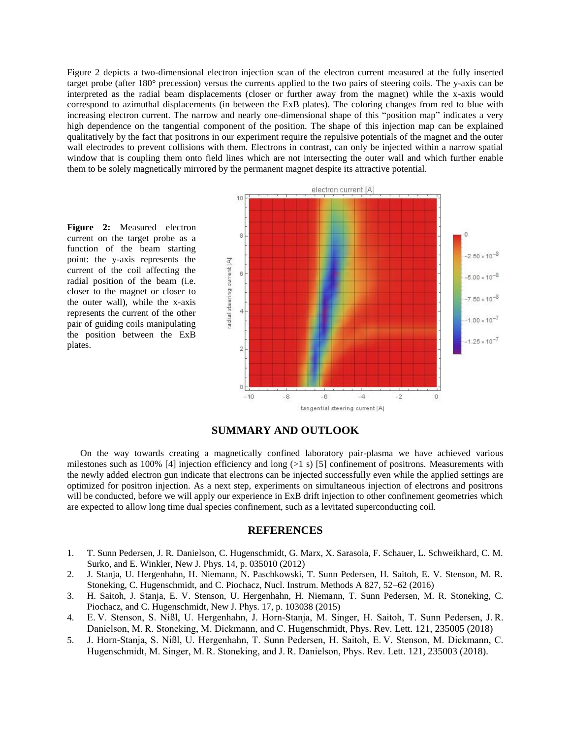Figure 2 depicts a two-dimensional electron injection scan of the electron current measured at the fully inserted target probe (after 180° precession) versus the currents applied to the two pairs of steering coils. The y-axis can be interpreted as the radial beam displacements (closer or further away from the magnet) while the x-axis would correspond to azimuthal displacements (in between the ExB plates). The coloring changes from red to blue with increasing electron current. The narrow and nearly one-dimensional shape of this "position map" indicates a very high dependence on the tangential component of the position. The shape of this injection map can be explained qualitatively by the fact that positrons in our experiment require the repulsive potentials of the magnet and the outer wall electrodes to prevent collisions with them. Electrons in contrast, can only be injected within a narrow spatial window that is coupling them onto field lines which are not intersecting the outer wall and which further enable them to be solely magnetically mirrored by the permanent magnet despite its attractive potential.

electron current [A]

radial steering current [A]

tangential steering current [A]

10
8
6
4
2
0

−10
−8
−6
−4
−2
0

0
$-2.50 \times 10^{-8}$
$-5.00 \times 10^{-8}$
$-7.50 \times 10^{-8}$
$-1.00 \times 10^{-7}$
$-1.25 \times 10^{-7}$

**Figure 2:** Measured electron current on the target probe as a function of the beam starting point: the y-axis represents the current of the coil affecting the radial position of the beam (i.e. closer to the magnet or closer to the outer wall), while the x-axis represents the current of the other pair of guiding coils manipulating the position between the ExB plates.

## SUMMARY AND OUTLOOK

On the way towards creating a magnetically confined laboratory pair-plasma we have achieved various milestones such as 100% [4] injection efficiency and long (>1 s) [5] confinement of positrons. Measurements with the newly added electron gun indicate that electrons can be injected successfully even while the applied settings are optimized for positron injection. As a next step, experiments on simultaneous injection of electrons and positrons will be conducted, before we will apply our experience in ExB drift injection to other confinement geometries which are expected to allow long time dual species confinement, such as a levitated superconducting coil.

## REFERENCES

1. T. Sunn Pedersen, J. R. Danielson, C. Hugenschmidt, G. Marx, X. Sarasola, F. Schauer, L. Schweikhard, C. M. Surko, and E. Winkler, New J. Phys. 14, p. 035010 (2012)
2. J. Stanja, U. Hergenhahn, H. Niemann, N. Paschkowski, T. Sunn Pedersen, H. Saitoh, E. V. Stenson, M. R. Stoneking, C. Hugenschmidt, and C. Piochacz, Nucl. Instrum. Methods A 827, 52–62 (2016)
3. H. Saitoh, J. Stanja, E. V. Stenson, U. Hergenhahn, H. Niemann, T. Sunn Pedersen, M. R. Stoneking, C. Piochacz, and C. Hugenschmidt, New J. Phys. 17, p. 103038 (2015)
4. E. V. Stenson, S. Nißl, U. Hergenhahn, J. Horn-Stanja, M. Singer, H. Saitoh, T. Sunn Pedersen, J. R. Danielson, M. R. Stoneking, M. Dickmann, and C. Hugenschmidt, Phys. Rev. Lett. 121, 235005 (2018)
5. J. Horn-Stanja, S. Nißl, U. Hergenhahn, T. Sunn Pedersen, H. Saitoh, E. V. Stenson, M. Dickmann, C. Hugenschmidt, M. Singer, M. R. Stoneking, and J. R. Danielson, Phys. Rev. Lett. 121, 235003 (2018).